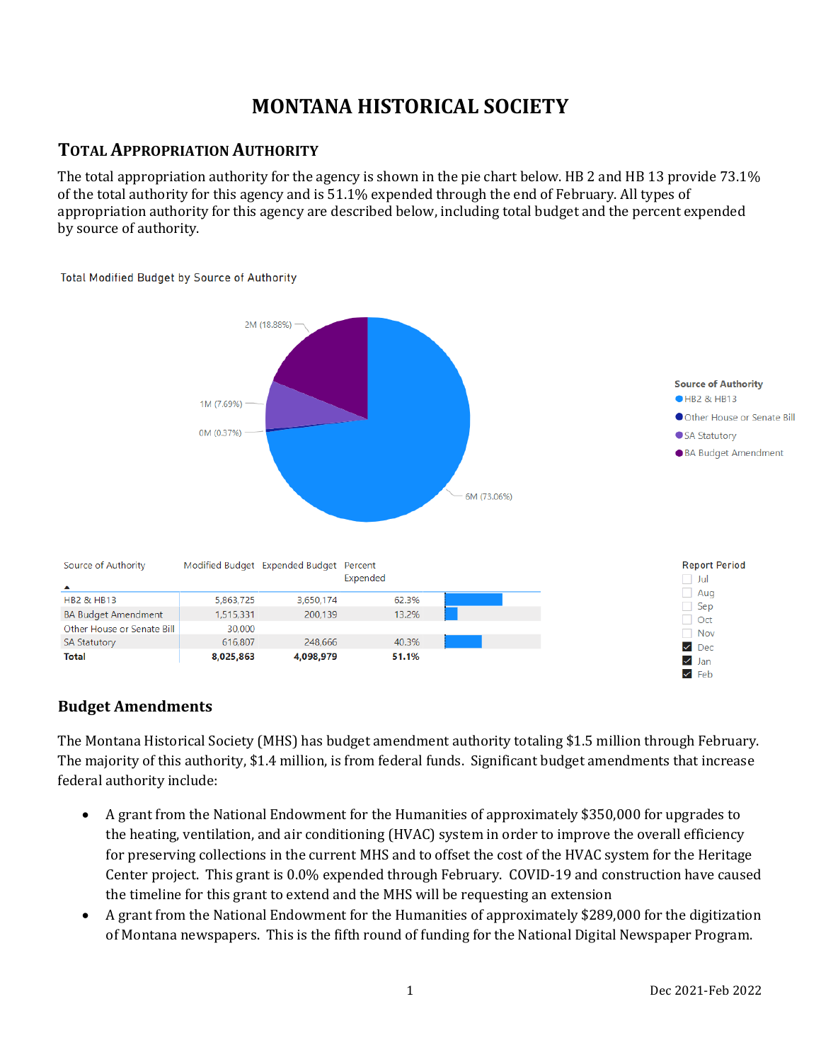# MONTANA HISTORICAL SOCIETY

## TOTAL APPROPRIATION AUTHORITY

The total appropriation authority for the agency is shown in the pie chart below. HB 2 and HB 13 provide 73.1% of the total authority for this agency and is 51.1% expended through the end of February. All types of appropriation authority for this agency are described below, including total budget and the percent expended by source of authority.

Total Modified Budget by Source of Authority

- HB2 & HB13: 6M (73.06%)
- Other House or Senate Bill: 0M (0.37%)
- SA Statutory: 1M (7.69%)
- BA Budget Amendment: 2M (18.88%)

| Source of Authority | Modified Budget | Expended Budget | Percent Expended |
|---|---|---|---|
| HB2 & HB13 | 5,863,725 | 3,650,174 | 62.3% |
| BA Budget Amendment | 1,515,331 | 200,139 | 13.2% |
| Other House or Senate Bill | 30,000 | | |
| SA Statutory | 616,807 | 248,666 | 40.3% |
| **Total** | **8,025,863** | **4,098,979** | **51.1%** |

Report Period: Dec, Jan, Feb

### Budget Amendments

The Montana Historical Society (MHS) has budget amendment authority totaling $1.5 million through February. The majority of this authority, $1.4 million, is from federal funds. Significant budget amendments that increase federal authority include:

- A grant from the National Endowment for the Humanities of approximately $350,000 for upgrades to the heating, ventilation, and air conditioning (HVAC) system in order to improve the overall efficiency for preserving collections in the current MHS and to offset the cost of the HVAC system for the Heritage Center project. This grant is 0.0% expended through February. COVID-19 and construction have caused the timeline for this grant to extend and the MHS will be requesting an extension
- A grant from the National Endowment for the Humanities of approximately $289,000 for the digitization of Montana newspapers. This is the fifth round of funding for the National Digital Newspaper Program.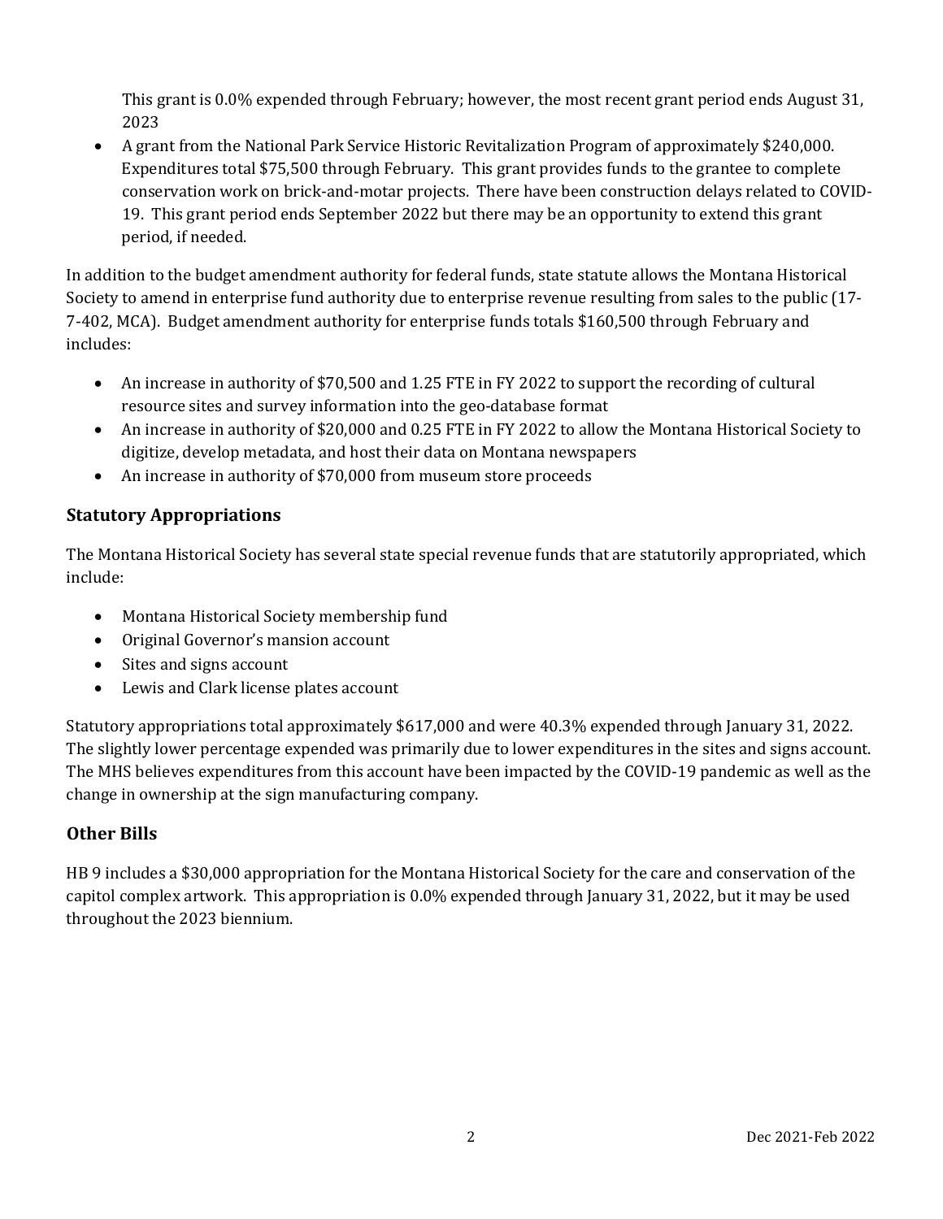This grant is 0.0% expended through February; however, the most recent grant period ends August 31, 2023

- A grant from the National Park Service Historic Revitalization Program of approximately $240,000. Expenditures total $75,500 through February. This grant provides funds to the grantee to complete conservation work on brick-and-motar projects. There have been construction delays related to COVID-19. This grant period ends September 2022 but there may be an opportunity to extend this grant period, if needed.

In addition to the budget amendment authority for federal funds, state statute allows the Montana Historical Society to amend in enterprise fund authority due to enterprise revenue resulting from sales to the public (17-7-402, MCA). Budget amendment authority for enterprise funds totals $160,500 through February and includes:

- An increase in authority of $70,500 and 1.25 FTE in FY 2022 to support the recording of cultural resource sites and survey information into the geo-database format
- An increase in authority of $20,000 and 0.25 FTE in FY 2022 to allow the Montana Historical Society to digitize, develop metadata, and host their data on Montana newspapers
- An increase in authority of $70,000 from museum store proceeds

## Statutory Appropriations

The Montana Historical Society has several state special revenue funds that are statutorily appropriated, which include:

- Montana Historical Society membership fund
- Original Governor's mansion account
- Sites and signs account
- Lewis and Clark license plates account

Statutory appropriations total approximately $617,000 and were 40.3% expended through January 31, 2022. The slightly lower percentage expended was primarily due to lower expenditures in the sites and signs account. The MHS believes expenditures from this account have been impacted by the COVID-19 pandemic as well as the change in ownership at the sign manufacturing company.

## Other Bills

HB 9 includes a $30,000 appropriation for the Montana Historical Society for the care and conservation of the capitol complex artwork. This appropriation is 0.0% expended through January 31, 2022, but it may be used throughout the 2023 biennium.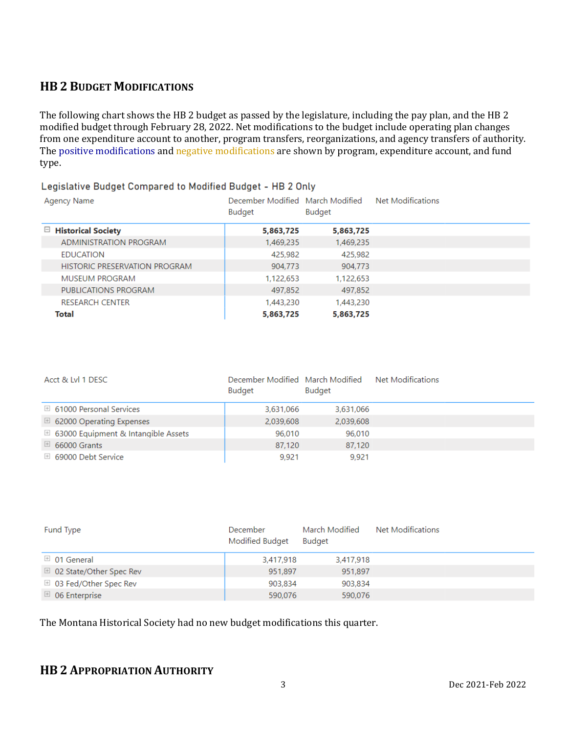## HB 2 Budget Modifications

The following chart shows the HB 2 budget as passed by the legislature, including the pay plan, and the HB 2 modified budget through February 28, 2022. Net modifications to the budget include operating plan changes from one expenditure account to another, program transfers, reorganizations, and agency transfers of authority. The positive modifications and negative modifications are shown by program, expenditure account, and fund type.

Legislative Budget Compared to Modified Budget - HB 2 Only

| Agency Name | December Modified Budget | March Modified Budget | Net Modifications |
|---|---|---|---|
| **Historical Society** | **5,863,725** | **5,863,725** | |
| ADMINISTRATION PROGRAM | 1,469,235 | 1,469,235 | |
| EDUCATION | 425,982 | 425,982 | |
| HISTORIC PRESERVATION PROGRAM | 904,773 | 904,773 | |
| MUSEUM PROGRAM | 1,122,653 | 1,122,653 | |
| PUBLICATIONS PROGRAM | 497,852 | 497,852 | |
| RESEARCH CENTER | 1,443,230 | 1,443,230 | |
| **Total** | **5,863,725** | **5,863,725** | |

| Acct & Lvl 1 DESC | December Modified Budget | March Modified Budget | Net Modifications |
|---|---|---|---|
| 61000 Personal Services | 3,631,066 | 3,631,066 | |
| 62000 Operating Expenses | 2,039,608 | 2,039,608 | |
| 63000 Equipment & Intangible Assets | 96,010 | 96,010 | |
| 66000 Grants | 87,120 | 87,120 | |
| 69000 Debt Service | 9,921 | 9,921 | |

| Fund Type | December Modified Budget | March Modified Budget | Net Modifications |
|---|---|---|---|
| 01 General | 3,417,918 | 3,417,918 | |
| 02 State/Other Spec Rev | 951,897 | 951,897 | |
| 03 Fed/Other Spec Rev | 903,834 | 903,834 | |
| 06 Enterprise | 590,076 | 590,076 | |

The Montana Historical Society had no new budget modifications this quarter.

## HB 2 Appropriation Authority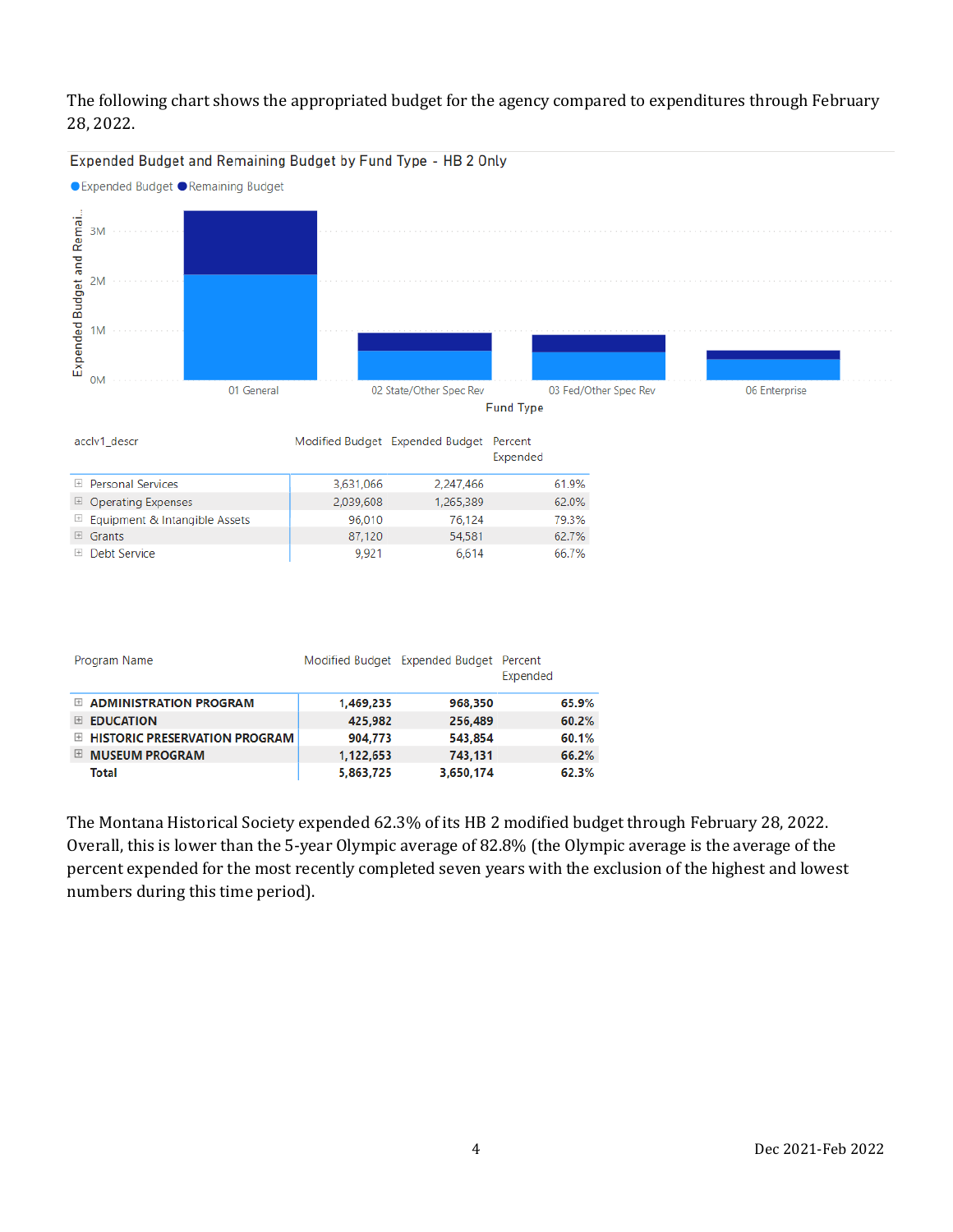The following chart shows the appropriated budget for the agency compared to expenditures through February 28, 2022.

Expended Budget and Remaining Budget by Fund Type - HB 2 Only

| acclv1_descr | Modified Budget | Expended Budget | Percent Expended |
|---|---|---|---|
| Personal Services | 3,631,066 | 2,247,466 | 61.9% |
| Operating Expenses | 2,039,608 | 1,265,389 | 62.0% |
| Equipment & Intangible Assets | 96,010 | 76,124 | 79.3% |
| Grants | 87,120 | 54,581 | 62.7% |
| Debt Service | 9,921 | 6,614 | 66.7% |

| Program Name | Modified Budget | Expended Budget | Percent Expended |
|---|---|---|---|
| **ADMINISTRATION PROGRAM** | **1,469,235** | **968,350** | **65.9%** |
| **EDUCATION** | **425,982** | **256,489** | **60.2%** |
| **HISTORIC PRESERVATION PROGRAM** | **904,773** | **543,854** | **60.1%** |
| **MUSEUM PROGRAM** | **1,122,653** | **743,131** | **66.2%** |
| **Total** | **5,863,725** | **3,650,174** | **62.3%** |

The Montana Historical Society expended 62.3% of its HB 2 modified budget through February 28, 2022. Overall, this is lower than the 5-year Olympic average of 82.8% (the Olympic average is the average of the percent expended for the most recently completed seven years with the exclusion of the highest and lowest numbers during this time period).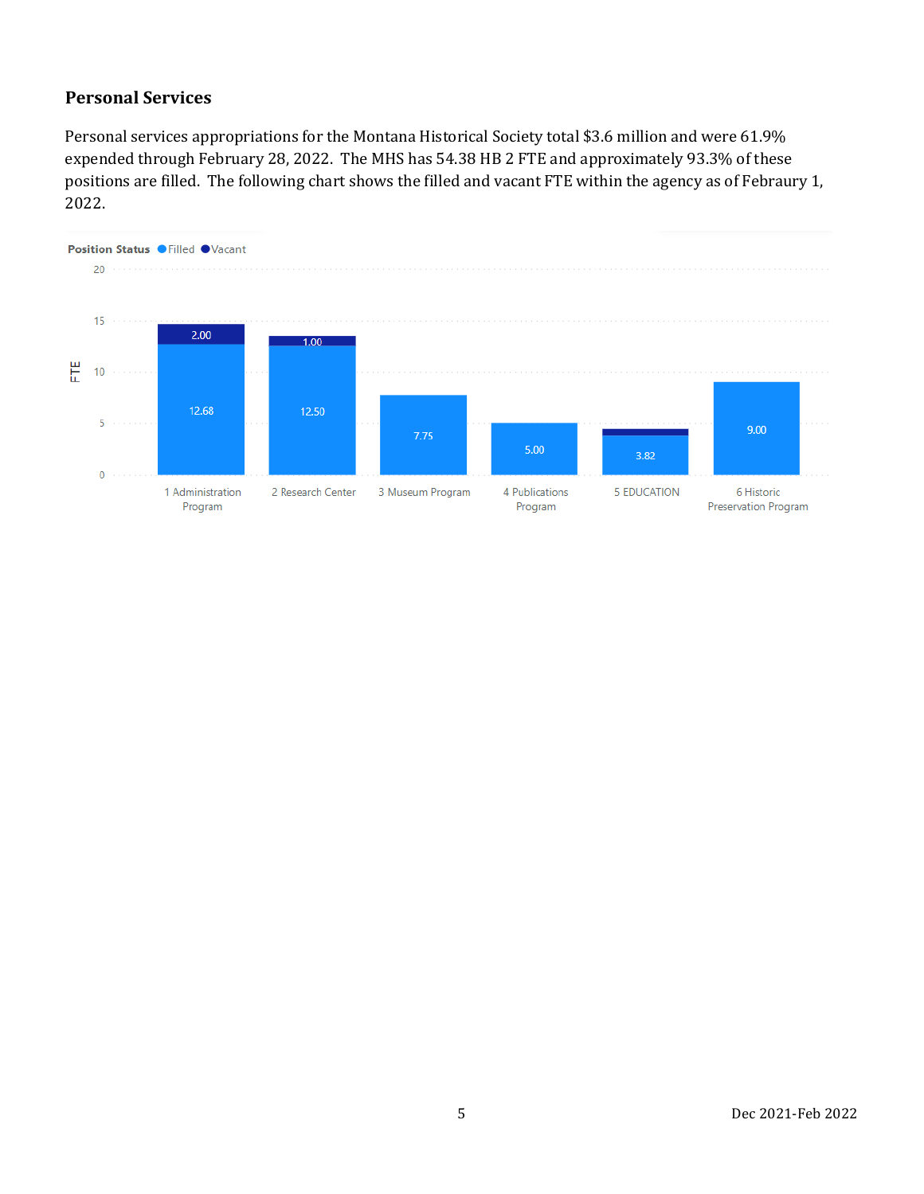## Personal Services

Personal services appropriations for the Montana Historical Society total $3.6 million and were 61.9% expended through February 28, 2022. The MHS has 54.38 HB 2 FTE and approximately 93.3% of these positions are filled. The following chart shows the filled and vacant FTE within the agency as of Febraury 1, 2022.

Position Status Filled Vacant

FTE

20
15
10
5
0

2.00
12.68
1 Administration Program

1.00
12.50
2 Research Center

7.75
3 Museum Program

5.00
4 Publications Program

3.82
5 EDUCATION

9.00
6 Historic Preservation Program